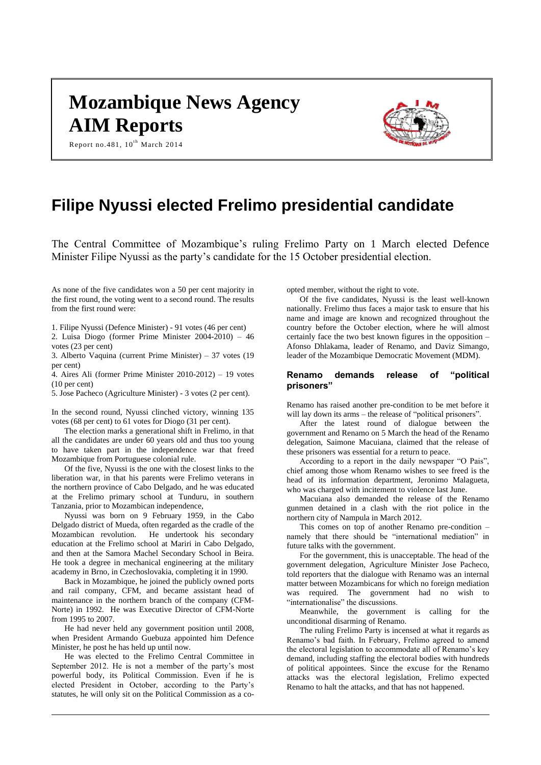# Mozambique News Agency
# AIM Reports

Report no.481, 10th March 2014

# Filipe Nyussi elected Frelimo presidential candidate

The Central Committee of Mozambique's ruling Frelimo Party on 1 March elected Defence Minister Filipe Nyussi as the party's candidate for the 15 October presidential election.

As none of the five candidates won a 50 per cent majority in the first round, the voting went to a second round. The results from the first round were:

1. Filipe Nyussi (Defence Minister) - 91 votes (46 per cent)
2. Luisa Diogo (former Prime Minister 2004-2010) – 46 votes (23 per cent)
3. Alberto Vaquina (current Prime Minister) – 37 votes (19 per cent)
4. Aires Ali (former Prime Minister 2010-2012) – 19 votes (10 per cent)
5. Jose Pacheco (Agriculture Minister) - 3 votes (2 per cent).

In the second round, Nyussi clinched victory, winning 135 votes (68 per cent) to 61 votes for Diogo (31 per cent).

The election marks a generational shift in Frelimo, in that all the candidates are under 60 years old and thus too young to have taken part in the independence war that freed Mozambique from Portuguese colonial rule.

Of the five, Nyussi is the one with the closest links to the liberation war, in that his parents were Frelimo veterans in the northern province of Cabo Delgado, and he was educated at the Frelimo primary school at Tunduru, in southern Tanzania, prior to Mozambican independence,

Nyussi was born on 9 February 1959, in the Cabo Delgado district of Mueda, often regarded as the cradle of the Mozambican revolution. He undertook his secondary education at the Frelimo school at Mariri in Cabo Delgado, and then at the Samora Machel Secondary School in Beira. He took a degree in mechanical engineering at the military academy in Brno, in Czechoslovakia, completing it in 1990.

Back in Mozambique, he joined the publicly owned ports and rail company, CFM, and became assistant head of maintenance in the northern branch of the company (CFM-Norte) in 1992. He was Executive Director of CFM-Norte from 1995 to 2007.

He had never held any government position until 2008, when President Armando Guebuza appointed him Defence Minister, he post he has held up until now.

He was elected to the Frelimo Central Committee in September 2012. He is not a member of the party's most powerful body, its Political Commission. Even if he is elected President in October, according to the Party's statutes, he will only sit on the Political Commission as a co-opted member, without the right to vote.

Of the five candidates, Nyussi is the least well-known nationally. Frelimo thus faces a major task to ensure that his name and image are known and recognized throughout the country before the October election, where he will almost certainly face the two best known figures in the opposition – Afonso Dhlakama, leader of Renamo, and Daviz Simango, leader of the Mozambique Democratic Movement (MDM).

## Renamo demands release of "political prisoners"

Renamo has raised another pre-condition to be met before it will lay down its arms – the release of "political prisoners".

After the latest round of dialogue between the government and Renamo on 5 March the head of the Renamo delegation, Saimone Macuiana, claimed that the release of these prisoners was essential for a return to peace.

According to a report in the daily newspaper "O Pais", chief among those whom Renamo wishes to see freed is the head of its information department, Jeronimo Malagueta, who was charged with incitement to violence last June.

Macuiana also demanded the release of the Renamo gunmen detained in a clash with the riot police in the northern city of Nampula in March 2012.

This comes on top of another Renamo pre-condition – namely that there should be "international mediation" in future talks with the government.

For the government, this is unacceptable. The head of the government delegation, Agriculture Minister Jose Pacheco, told reporters that the dialogue with Renamo was an internal matter between Mozambicans for which no foreign mediation was required. The government had no wish to "internationalise" the discussions.

Meanwhile, the government is calling for the unconditional disarming of Renamo.

The ruling Frelimo Party is incensed at what it regards as Renamo's bad faith. In February, Frelimo agreed to amend the electoral legislation to accommodate all of Renamo's key demand, including staffing the electoral bodies with hundreds of political appointees. Since the excuse for the Renamo attacks was the electoral legislation, Frelimo expected Renamo to halt the attacks, and that has not happened.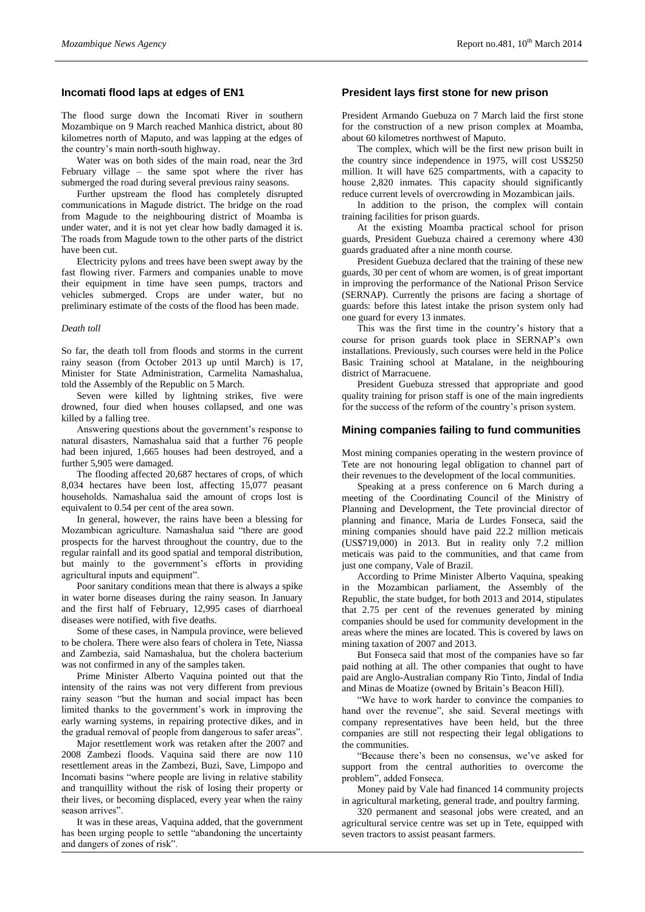## Incomati flood laps at edges of EN1

The flood surge down the Incomati River in southern Mozambique on 9 March reached Manhica district, about 80 kilometres north of Maputo, and was lapping at the edges of the country's main north-south highway.

Water was on both sides of the main road, near the 3rd February village – the same spot where the river has submerged the road during several previous rainy seasons.

Further upstream the flood has completely disrupted communications in Magude district. The bridge on the road from Magude to the neighbouring district of Moamba is under water, and it is not yet clear how badly damaged it is. The roads from Magude town to the other parts of the district have been cut.

Electricity pylons and trees have been swept away by the fast flowing river. Farmers and companies unable to move their equipment in time have seen pumps, tractors and vehicles submerged. Crops are under water, but no preliminary estimate of the costs of the flood has been made.

### *Death toll*

So far, the death toll from floods and storms in the current rainy season (from October 2013 up until March) is 17, Minister for State Administration, Carmelita Namashalua, told the Assembly of the Republic on 5 March.

Seven were killed by lightning strikes, five were drowned, four died when houses collapsed, and one was killed by a falling tree.

Answering questions about the government's response to natural disasters, Namashalua said that a further 76 people had been injured, 1,665 houses had been destroyed, and a further 5,905 were damaged.

The flooding affected 20,687 hectares of crops, of which 8,034 hectares have been lost, affecting 15,077 peasant households. Namashalua said the amount of crops lost is equivalent to 0.54 per cent of the area sown.

In general, however, the rains have been a blessing for Mozambican agriculture. Namashalua said "there are good prospects for the harvest throughout the country, due to the regular rainfall and its good spatial and temporal distribution, but mainly to the government's efforts in providing agricultural inputs and equipment".

Poor sanitary conditions mean that there is always a spike in water borne diseases during the rainy season. In January and the first half of February, 12,995 cases of diarrhoeal diseases were notified, with five deaths.

Some of these cases, in Nampula province, were believed to be cholera. There were also fears of cholera in Tete, Niassa and Zambezia, said Namashalua, but the cholera bacterium was not confirmed in any of the samples taken.

Prime Minister Alberto Vaquina pointed out that the intensity of the rains was not very different from previous rainy season "but the human and social impact has been limited thanks to the government's work in improving the early warning systems, in repairing protective dikes, and in the gradual removal of people from dangerous to safer areas".

Major resettlement work was retaken after the 2007 and 2008 Zambezi floods. Vaquina said there are now 110 resettlement areas in the Zambezi, Buzi, Save, Limpopo and Incomati basins "where people are living in relative stability and tranquillity without the risk of losing their property or their lives, or becoming displaced, every year when the rainy season arrives".

It was in these areas, Vaquina added, that the government has been urging people to settle "abandoning the uncertainty and dangers of zones of risk".

## President lays first stone for new prison

President Armando Guebuza on 7 March laid the first stone for the construction of a new prison complex at Moamba, about 60 kilometres northwest of Maputo.

The complex, which will be the first new prison built in the country since independence in 1975, will cost US$250 million. It will have 625 compartments, with a capacity to house 2,820 inmates. This capacity should significantly reduce current levels of overcrowding in Mozambican jails.

In addition to the prison, the complex will contain training facilities for prison guards.

At the existing Moamba practical school for prison guards, President Guebuza chaired a ceremony where 430 guards graduated after a nine month course.

President Guebuza declared that the training of these new guards, 30 per cent of whom are women, is of great important in improving the performance of the National Prison Service (SERNAP). Currently the prisons are facing a shortage of guards: before this latest intake the prison system only had one guard for every 13 inmates.

This was the first time in the country's history that a course for prison guards took place in SERNAP's own installations. Previously, such courses were held in the Police Basic Training school at Matalane, in the neighbouring district of Marracuene.

President Guebuza stressed that appropriate and good quality training for prison staff is one of the main ingredients for the success of the reform of the country's prison system.

## Mining companies failing to fund communities

Most mining companies operating in the western province of Tete are not honouring legal obligation to channel part of their revenues to the development of the local communities.

Speaking at a press conference on 6 March during a meeting of the Coordinating Council of the Ministry of Planning and Development, the Tete provincial director of planning and finance, Maria de Lurdes Fonseca, said the mining companies should have paid 22.2 million meticais (US$719,000) in 2013. But in reality only 7.2 million meticais was paid to the communities, and that came from just one company, Vale of Brazil.

According to Prime Minister Alberto Vaquina, speaking in the Mozambican parliament, the Assembly of the Republic, the state budget, for both 2013 and 2014, stipulates that 2.75 per cent of the revenues generated by mining companies should be used for community development in the areas where the mines are located. This is covered by laws on mining taxation of 2007 and 2013.

But Fonseca said that most of the companies have so far paid nothing at all. The other companies that ought to have paid are Anglo-Australian company Rio Tinto, Jindal of India and Minas de Moatize (owned by Britain's Beacon Hill).

"We have to work harder to convince the companies to hand over the revenue", she said. Several meetings with company representatives have been held, but the three companies are still not respecting their legal obligations to the communities.

"Because there's been no consensus, we've asked for support from the central authorities to overcome the problem", added Fonseca.

Money paid by Vale had financed 14 community projects in agricultural marketing, general trade, and poultry farming.

320 permanent and seasonal jobs were created, and an agricultural service centre was set up in Tete, equipped with seven tractors to assist peasant farmers.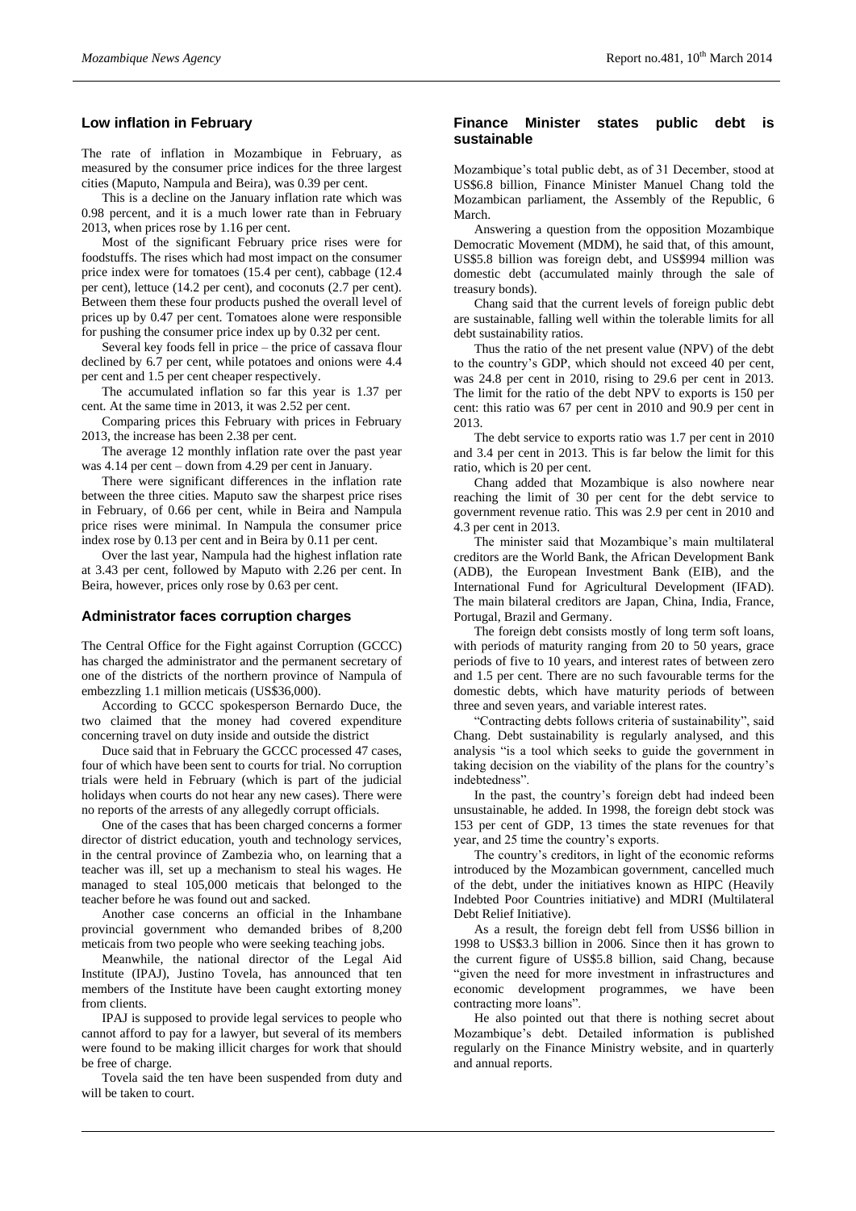## Low inflation in February

The rate of inflation in Mozambique in February, as measured by the consumer price indices for the three largest cities (Maputo, Nampula and Beira), was 0.39 per cent.

This is a decline on the January inflation rate which was 0.98 percent, and it is a much lower rate than in February 2013, when prices rose by 1.16 per cent.

Most of the significant February price rises were for foodstuffs. The rises which had most impact on the consumer price index were for tomatoes (15.4 per cent), cabbage (12.4 per cent), lettuce (14.2 per cent), and coconuts (2.7 per cent). Between them these four products pushed the overall level of prices up by 0.47 per cent. Tomatoes alone were responsible for pushing the consumer price index up by 0.32 per cent.

Several key foods fell in price – the price of cassava flour declined by 6.7 per cent, while potatoes and onions were 4.4 per cent and 1.5 per cent cheaper respectively.

The accumulated inflation so far this year is 1.37 per cent. At the same time in 2013, it was 2.52 per cent.

Comparing prices this February with prices in February 2013, the increase has been 2.38 per cent.

The average 12 monthly inflation rate over the past year was 4.14 per cent – down from 4.29 per cent in January.

There were significant differences in the inflation rate between the three cities. Maputo saw the sharpest price rises in February, of 0.66 per cent, while in Beira and Nampula price rises were minimal. In Nampula the consumer price index rose by 0.13 per cent and in Beira by 0.11 per cent.

Over the last year, Nampula had the highest inflation rate at 3.43 per cent, followed by Maputo with 2.26 per cent. In Beira, however, prices only rose by 0.63 per cent.

## Administrator faces corruption charges

The Central Office for the Fight against Corruption (GCCC) has charged the administrator and the permanent secretary of one of the districts of the northern province of Nampula of embezzling 1.1 million meticais (US$36,000).

According to GCCC spokesperson Bernardo Duce, the two claimed that the money had covered expenditure concerning travel on duty inside and outside the district

Duce said that in February the GCCC processed 47 cases, four of which have been sent to courts for trial. No corruption trials were held in February (which is part of the judicial holidays when courts do not hear any new cases). There were no reports of the arrests of any allegedly corrupt officials.

One of the cases that has been charged concerns a former director of district education, youth and technology services, in the central province of Zambezia who, on learning that a teacher was ill, set up a mechanism to steal his wages. He managed to steal 105,000 meticais that belonged to the teacher before he was found out and sacked.

Another case concerns an official in the Inhambane provincial government who demanded bribes of 8,200 meticais from two people who were seeking teaching jobs.

Meanwhile, the national director of the Legal Aid Institute (IPAJ), Justino Tovela, has announced that ten members of the Institute have been caught extorting money from clients.

IPAJ is supposed to provide legal services to people who cannot afford to pay for a lawyer, but several of its members were found to be making illicit charges for work that should be free of charge.

Tovela said the ten have been suspended from duty and will be taken to court.

## Finance Minister states public debt is sustainable

Mozambique's total public debt, as of 31 December, stood at US$6.8 billion, Finance Minister Manuel Chang told the Mozambican parliament, the Assembly of the Republic, 6 March.

Answering a question from the opposition Mozambique Democratic Movement (MDM), he said that, of this amount, US$5.8 billion was foreign debt, and US$994 million was domestic debt (accumulated mainly through the sale of treasury bonds).

Chang said that the current levels of foreign public debt are sustainable, falling well within the tolerable limits for all debt sustainability ratios.

Thus the ratio of the net present value (NPV) of the debt to the country's GDP, which should not exceed 40 per cent, was 24.8 per cent in 2010, rising to 29.6 per cent in 2013. The limit for the ratio of the debt NPV to exports is 150 per cent: this ratio was 67 per cent in 2010 and 90.9 per cent in 2013.

The debt service to exports ratio was 1.7 per cent in 2010 and 3.4 per cent in 2013. This is far below the limit for this ratio, which is 20 per cent.

Chang added that Mozambique is also nowhere near reaching the limit of 30 per cent for the debt service to government revenue ratio. This was 2.9 per cent in 2010 and 4.3 per cent in 2013.

The minister said that Mozambique's main multilateral creditors are the World Bank, the African Development Bank (ADB), the European Investment Bank (EIB), and the International Fund for Agricultural Development (IFAD). The main bilateral creditors are Japan, China, India, France, Portugal, Brazil and Germany.

The foreign debt consists mostly of long term soft loans, with periods of maturity ranging from 20 to 50 years, grace periods of five to 10 years, and interest rates of between zero and 1.5 per cent. There are no such favourable terms for the domestic debts, which have maturity periods of between three and seven years, and variable interest rates.

"Contracting debts follows criteria of sustainability", said Chang. Debt sustainability is regularly analysed, and this analysis "is a tool which seeks to guide the government in taking decision on the viability of the plans for the country's indebtedness".

In the past, the country's foreign debt had indeed been unsustainable, he added. In 1998, the foreign debt stock was 153 per cent of GDP, 13 times the state revenues for that year, and 25 time the country's exports.

The country's creditors, in light of the economic reforms introduced by the Mozambican government, cancelled much of the debt, under the initiatives known as HIPC (Heavily Indebted Poor Countries initiative) and MDRI (Multilateral Debt Relief Initiative).

As a result, the foreign debt fell from US$6 billion in 1998 to US$3.3 billion in 2006. Since then it has grown to the current figure of US$5.8 billion, said Chang, because "given the need for more investment in infrastructures and economic development programmes, we have been contracting more loans".

He also pointed out that there is nothing secret about Mozambique's debt. Detailed information is published regularly on the Finance Ministry website, and in quarterly and annual reports.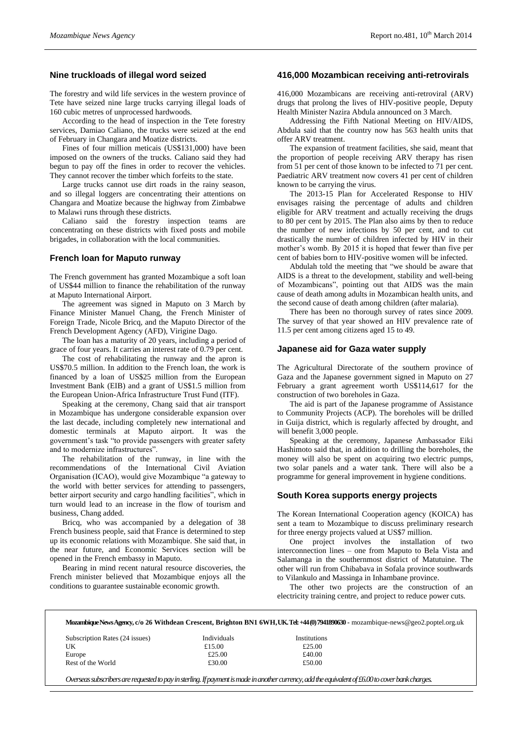## Nine truckloads of illegal word seized

The forestry and wild life services in the western province of Tete have seized nine large trucks carrying illegal loads of 160 cubic metres of unprocessed hardwoods.

According to the head of inspection in the Tete forestry services, Damiao Caliano, the trucks were seized at the end of February in Changara and Moatize districts.

Fines of four million meticais (US$131,000) have been imposed on the owners of the trucks. Caliano said they had begun to pay off the fines in order to recover the vehicles. They cannot recover the timber which forfeits to the state.

Large trucks cannot use dirt roads in the rainy season, and so illegal loggers are concentrating their attentions on Changara and Moatize because the highway from Zimbabwe to Malawi runs through these districts.

Caliano said the forestry inspection teams are concentrating on these districts with fixed posts and mobile brigades, in collaboration with the local communities.

## French loan for Maputo runway

The French government has granted Mozambique a soft loan of US$44 million to finance the rehabilitation of the runway at Maputo International Airport.

The agreement was signed in Maputo on 3 March by Finance Minister Manuel Chang, the French Minister of Foreign Trade, Nicole Bricq, and the Maputo Director of the French Development Agency (AFD), Virigine Dago.

The loan has a maturity of 20 years, including a period of grace of four years. It carries an interest rate of 0.79 per cent.

The cost of rehabilitating the runway and the apron is US$70.5 million. In addition to the French loan, the work is financed by a loan of US$25 million from the European Investment Bank (EIB) and a grant of US$1.5 million from the European Union-Africa Infrastructure Trust Fund (ITF).

Speaking at the ceremony, Chang said that air transport in Mozambique has undergone considerable expansion over the last decade, including completely new international and domestic terminals at Maputo airport. It was the government's task "to provide passengers with greater safety and to modernize infrastructures".

The rehabilitation of the runway, in line with the recommendations of the International Civil Aviation Organisation (ICAO), would give Mozambique "a gateway to the world with better services for attending to passengers, better airport security and cargo handling facilities", which in turn would lead to an increase in the flow of tourism and business, Chang added.

Bricq, who was accompanied by a delegation of 38 French business people, said that France is determined to step up its economic relations with Mozambique. She said that, in the near future, and Economic Services section will be opened in the French embassy in Maputo.

Bearing in mind recent natural resource discoveries, the French minister believed that Mozambique enjoys all the conditions to guarantee sustainable economic growth.

## 416,000 Mozambican receiving anti-retrovirals

416,000 Mozambicans are receiving anti-retroviral (ARV) drugs that prolong the lives of HIV-positive people, Deputy Health Minister Nazira Abdula announced on 3 March.

Addressing the Fifth National Meeting on HIV/AIDS, Abdula said that the country now has 563 health units that offer ARV treatment.

The expansion of treatment facilities, she said, meant that the proportion of people receiving ARV therapy has risen from 51 per cent of those known to be infected to 71 per cent. Paediatric ARV treatment now covers 41 per cent of children known to be carrying the virus.

The 2013-15 Plan for Accelerated Response to HIV envisages raising the percentage of adults and children eligible for ARV treatment and actually receiving the drugs to 80 per cent by 2015. The Plan also aims by then to reduce the number of new infections by 50 per cent, and to cut drastically the number of children infected by HIV in their mother's womb. By 2015 it is hoped that fewer than five per cent of babies born to HIV-positive women will be infected.

Abdulah told the meeting that "we should be aware that AIDS is a threat to the development, stability and well-being of Mozambicans", pointing out that AIDS was the main cause of death among adults in Mozambican health units, and the second cause of death among children (after malaria).

There has been no thorough survey of rates since 2009. The survey of that year showed an HIV prevalence rate of 11.5 per cent among citizens aged 15 to 49.

## Japanese aid for Gaza water supply

The Agricultural Directorate of the southern province of Gaza and the Japanese government signed in Maputo on 27 February a grant agreement worth US$114,617 for the construction of two boreholes in Gaza.

The aid is part of the Japanese programme of Assistance to Community Projects (ACP). The boreholes will be drilled in Guija district, which is regularly affected by drought, and will benefit 3,000 people.

Speaking at the ceremony, Japanese Ambassador Eiki Hashimoto said that, in addition to drilling the boreholes, the money will also be spent on acquiring two electric pumps, two solar panels and a water tank. There will also be a programme for general improvement in hygiene conditions.

## South Korea supports energy projects

The Korean International Cooperation agency (KOICA) has sent a team to Mozambique to discuss preliminary research for three energy projects valued at US$7 million.

One project involves the installation of two interconnection lines – one from Maputo to Bela Vista and Salamanga in the southernmost district of Matutuine. The other will run from Chibabava in Sofala province southwards to Vilankulo and Massinga in Inhambane province.

The other two projects are the construction of an electricity training centre, and project to reduce power cuts.

**Mozambique News Agency, c/o 26 Withdean Crescent, Brighton BN1 6WH, UK. Tel: +44 (0) 7941890630** - mozambique-news@geo2.poptel.org.uk

| Subscription Rates (24 issues) | Individuals | Institutions |
|---|---|---|
| UK | £15.00 | £25.00 |
| Europe | £25.00 | £40.00 |
| Rest of the World | £30.00 | £50.00 |

*Overseas subscribers are requested to pay in sterling. If payment is made in another currency, add the equivalent of £6.00 to cover bank charges.*